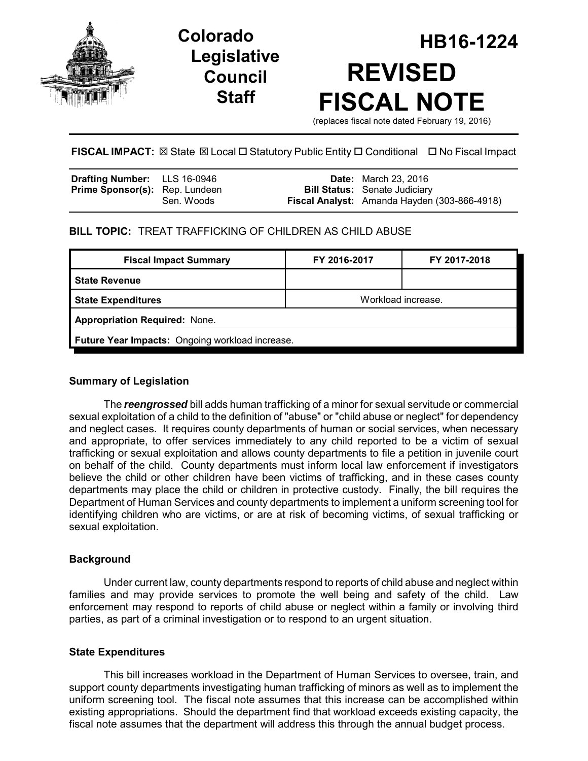# Colorado Legislative Council Staff

# HB16-1224

# REVISED FISCAL NOTE

(replaces fiscal note dated February 19, 2016)

**FISCAL IMPACT:** ☒ State ☒ Local ☐ Statutory Public Entity ☐ Conditional ☐ No Fiscal Impact

| | | | |
|---|---|---|---|
| **Drafting Number:** | LLS 16-0946 | **Date:** | March 23, 2016 |
| **Prime Sponsor(s):** | Rep. Lundeen<br>Sen. Woods | **Bill Status:** | Senate Judiciary |
| | | **Fiscal Analyst:** | Amanda Hayden (303-866-4918) |

**BILL TOPIC:** TREAT TRAFFICKING OF CHILDREN AS CHILD ABUSE

| Fiscal Impact Summary | FY 2016-2017 | FY 2017-2018 |
|---|---|---|
| **State Revenue** | | |
| **State Expenditures** | Workload increase. | |
| **Appropriation Required:** None. | | |
| **Future Year Impacts:** Ongoing workload increase. | | |

### Summary of Legislation

The ***reengrossed*** bill adds human trafficking of a minor for sexual servitude or commercial sexual exploitation of a child to the definition of "abuse" or "child abuse or neglect" for dependency and neglect cases. It requires county departments of human or social services, when necessary and appropriate, to offer services immediately to any child reported to be a victim of sexual trafficking or sexual exploitation and allows county departments to file a petition in juvenile court on behalf of the child. County departments must inform local law enforcement if investigators believe the child or other children have been victims of trafficking, and in these cases county departments may place the child or children in protective custody. Finally, the bill requires the Department of Human Services and county departments to implement a uniform screening tool for identifying children who are victims, or are at risk of becoming victims, of sexual trafficking or sexual exploitation.

### Background

Under current law, county departments respond to reports of child abuse and neglect within families and may provide services to promote the well being and safety of the child. Law enforcement may respond to reports of child abuse or neglect within a family or involving third parties, as part of a criminal investigation or to respond to an urgent situation.

### State Expenditures

This bill increases workload in the Department of Human Services to oversee, train, and support county departments investigating human trafficking of minors as well as to implement the uniform screening tool. The fiscal note assumes that this increase can be accomplished within existing appropriations. Should the department find that workload exceeds existing capacity, the fiscal note assumes that the department will address this through the annual budget process.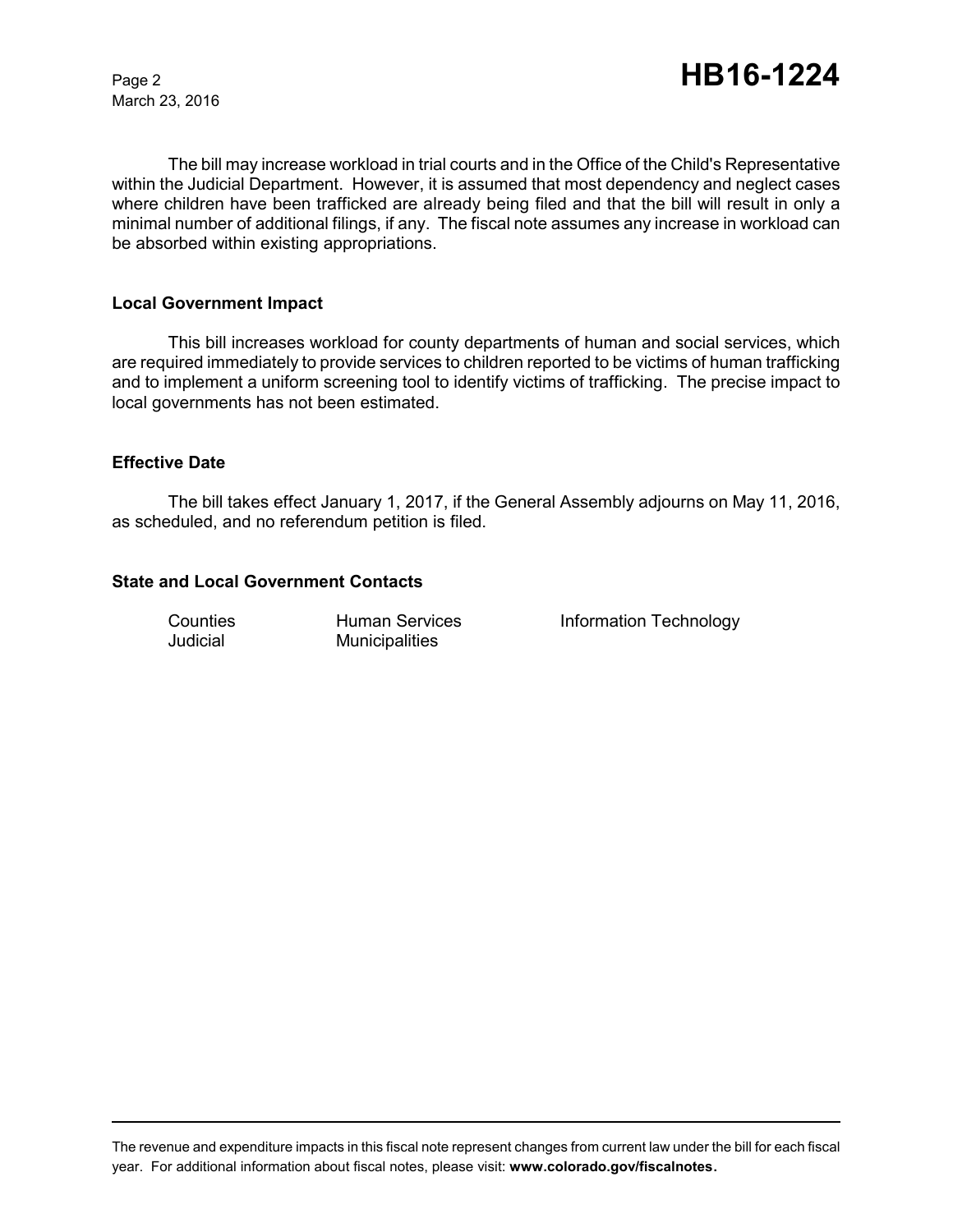The bill may increase workload in trial courts and in the Office of the Child's Representative within the Judicial Department. However, it is assumed that most dependency and neglect cases where children have been trafficked are already being filed and that the bill will result in only a minimal number of additional filings, if any. The fiscal note assumes any increase in workload can be absorbed within existing appropriations.

### Local Government Impact

This bill increases workload for county departments of human and social services, which are required immediately to provide services to children reported to be victims of human trafficking and to implement a uniform screening tool to identify victims of trafficking. The precise impact to local governments has not been estimated.

### Effective Date

The bill takes effect January 1, 2017, if the General Assembly adjourns on May 11, 2016, as scheduled, and no referendum petition is filed.

### State and Local Government Contacts

| | | |
|---|---|---|
| Counties | Human Services | Information Technology |
| Judicial | Municipalities | |

The revenue and expenditure impacts in this fiscal note represent changes from current law under the bill for each fiscal year. For additional information about fiscal notes, please visit: **www.colorado.gov/fiscalnotes.**